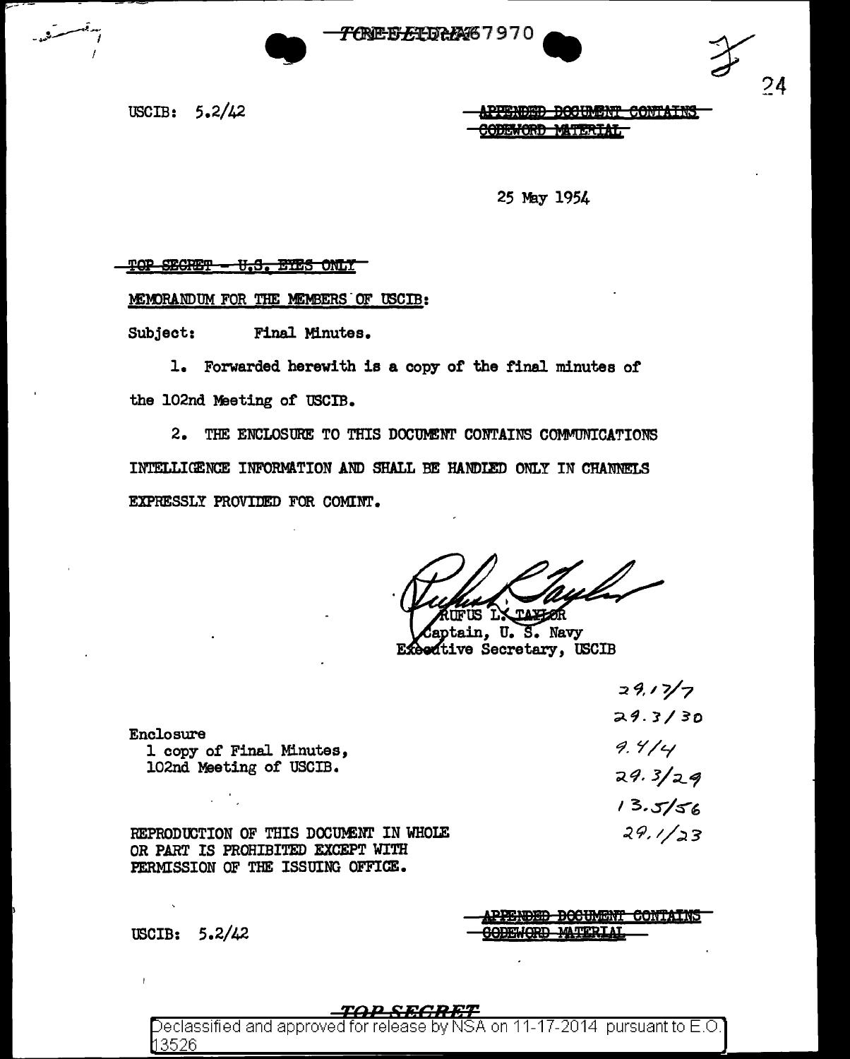TOP SECRET EIDER

USCIB: 5.2/42

~~APPENDED DOCUMENT CONTAINS CODEWORD MATERIAL~~

25 May 1954

~~TOP SECRET - U.S. EYES ONLY~~

MEMORANDUM FOR THE MEMBERS OF USCIB:

Subject: Final Minutes.

1. Forwarded herewith is a copy of the final minutes of the 102nd Meeting of USCIB.

2. THE ENCLOSURE TO THIS DOCUMENT CONTAINS COMMUNICATIONS INTELLIGENCE INFORMATION AND SHALL BE HANDLED ONLY IN CHANNELS EXPRESSLY PROVIDED FOR COMINT.

RUFUS L. TAYLOR
Captain, U. S. Navy
Executive Secretary, USCIB

29.17/7
29.3/30
9.4/4
29.3/29
13.5/56
29.1/23

Enclosure
1 copy of Final Minutes,
102nd Meeting of USCIB.

REPRODUCTION OF THIS DOCUMENT IN WHOLE OR PART IS PROHIBITED EXCEPT WITH PERMISSION OF THE ISSUING OFFICE.

USCIB: 5.2/42

~~APPENDED DOCUMENT CONTAINS CODEWORD MATERIAL~~

TOP SECRET

Declassified and approved for release by NSA on 11-17-2014 pursuant to E.O. 13526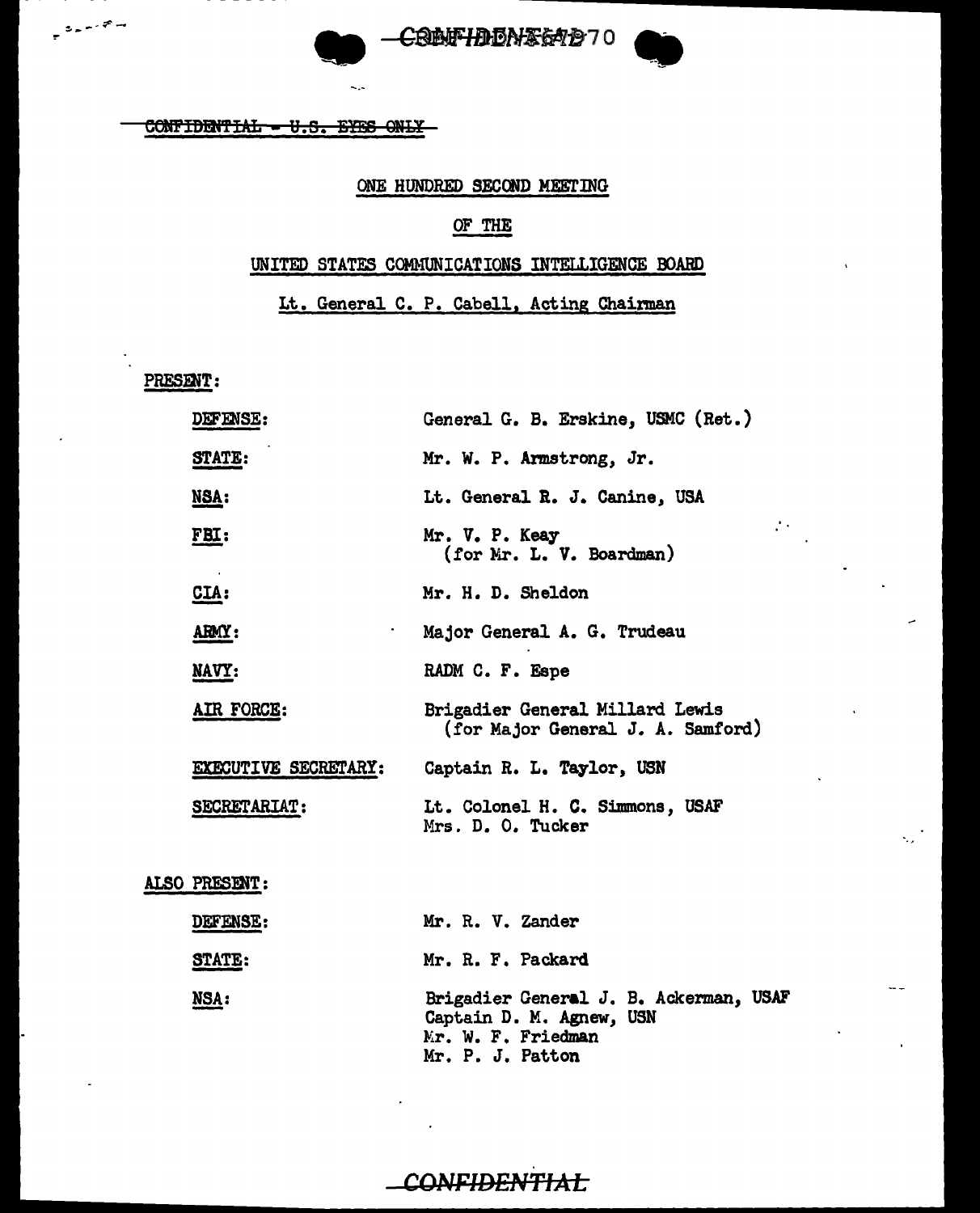~~CONFIDENTIAL - U.S. EYES ONLY~~

ONE HUNDRED SECOND MEETING

OF THE

UNITED STATES COMMUNICATIONS INTELLIGENCE BOARD

Lt. General C. P. Cabell, Acting Chairman

PRESENT:

| | |
|---|---|
| DEFENSE: | General G. B. Erskine, USMC (Ret.) |
| STATE: | Mr. W. P. Armstrong, Jr. |
| NSA: | Lt. General R. J. Canine, USA |
| FBI: | Mr. V. P. Keay (for Mr. L. V. Boardman) |
| CIA: | Mr. H. D. Sheldon |
| ARMY: | Major General A. G. Trudeau |
| NAVY: | RADM C. F. Espe |
| AIR FORCE: | Brigadier General Millard Lewis (for Major General J. A. Samford) |
| EXECUTIVE SECRETARY: | Captain R. L. Taylor, USN |
| SECRETARIAT: | Lt. Colonel H. C. Simmons, USAF<br>Mrs. D. O. Tucker |

ALSO PRESENT:

| | |
|---|---|
| DEFENSE: | Mr. R. V. Zander |
| STATE: | Mr. R. F. Packard |
| NSA: | Brigadier General J. B. Ackerman, USAF<br>Captain D. M. Agnew, USN<br>Mr. W. F. Friedman<br>Mr. P. J. Patton |

~~CONFIDENTIAL~~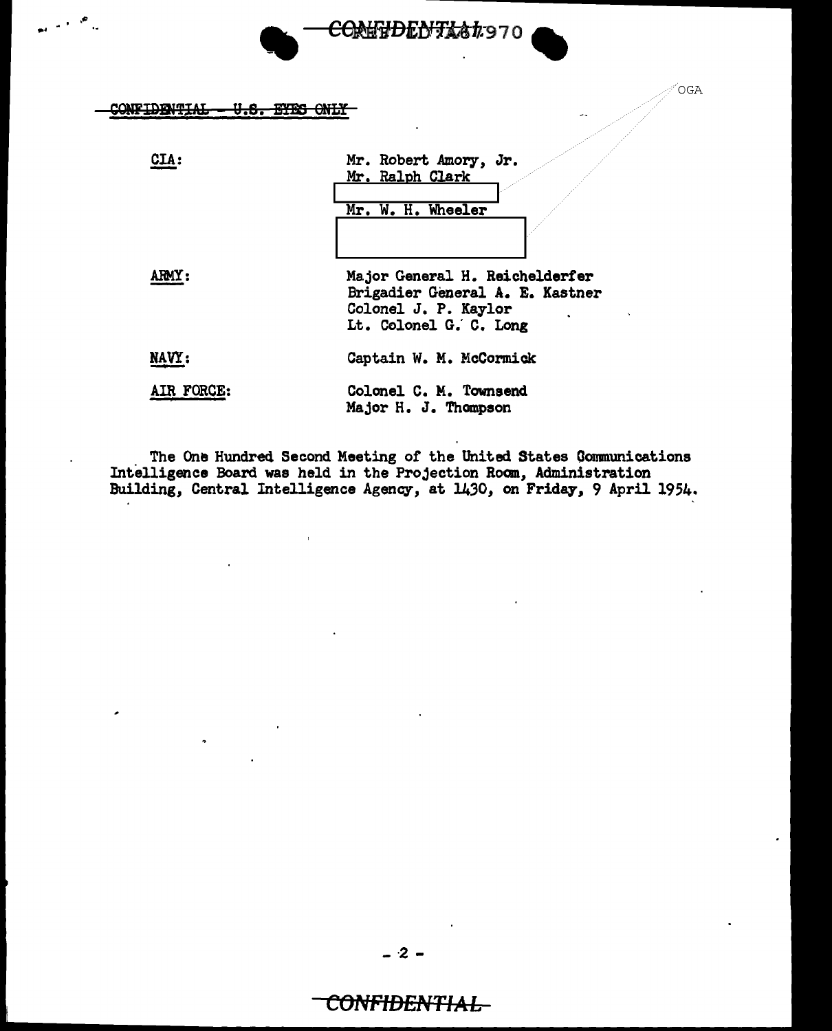CONFIDENTIAL - U.S. EYES ONLY

OGA

| | |
|---|---|
| CIA: | Mr. Robert Amory, Jr.<br>Mr. Ralph Clark<br>[redacted]<br>Mr. W. H. Wheeler<br>[redacted] |
| ARMY: | Major General H. Reichelderfer<br>Brigadier General A. E. Kastner<br>Colonel J. P. Kaylor<br>Lt. Colonel G. C. Long |
| NAVY: | Captain W. M. McCormick |
| AIR FORCE: | Colonel C. M. Townsend<br>Major H. J. Thompson |

The One Hundred Second Meeting of the United States Communications Intelligence Board was held in the Projection Room, Administration Building, Central Intelligence Agency, at 1430, on Friday, 9 April 1954.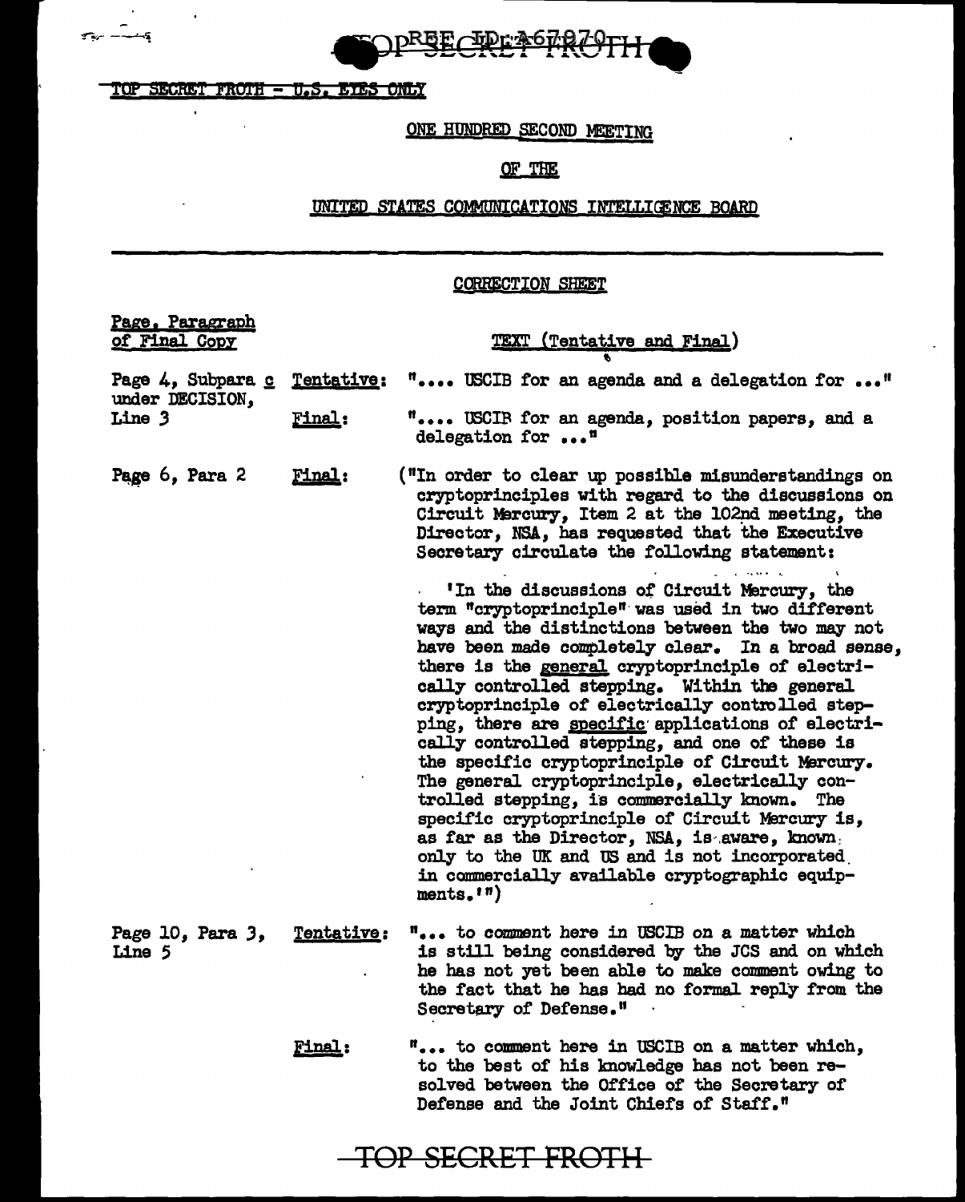TOP SECRET FROTH - U.S. EYES ONLY

ONE HUNDRED SECOND MEETING

OF THE

UNITED STATES COMMUNICATIONS INTELLIGENCE BOARD

CORRECTION SHEET

| Page, Paragraph of Final Copy | | TEXT (Tentative and Final) |
|---|---|---|
| Page 4, Subpara c under DECISION, Line 3 | Tentative: | ".... USCIB for an agenda and a delegation for ..." |
| | Final: | ".... USCIB for an agenda, position papers, and a delegation for ..." |
| Page 6, Para 2 | Final: | ("In order to clear up possible misunderstandings on cryptoprinciples with regard to the discussions on Circuit Mercury, Item 2 at the 102nd meeting, the Director, NSA, has requested that the Executive Secretary circulate the following statement: 'In the discussions of Circuit Mercury, the term "cryptoprinciple" was used in two different ways and the distinctions between the two may not have been made completely clear. In a broad sense, there is the general cryptoprinciple of electrically controlled stepping. Within the general cryptoprinciple of electrically controlled stepping, there are specific applications of electrically controlled stepping, and one of these is the specific cryptoprinciple of Circuit Mercury. The general cryptoprinciple, electrically controlled stepping, is commercially known. The specific cryptoprinciple of Circuit Mercury is, as far as the Director, NSA, is aware, known only to the UK and US and is not incorporated in commercially available cryptographic equipments.'") |
| Page 10, Para 3, Line 5 | Tentative: | "... to comment here in USCIB on a matter which is still being considered by the JCS and on which he has not yet been able to make comment owing to the fact that he has had no formal reply from the Secretary of Defense." |
| | Final: | "... to comment here in USCIB on a matter which, to the best of his knowledge has not been resolved between the Office of the Secretary of Defense and the Joint Chiefs of Staff." |

TOP SECRET FROTH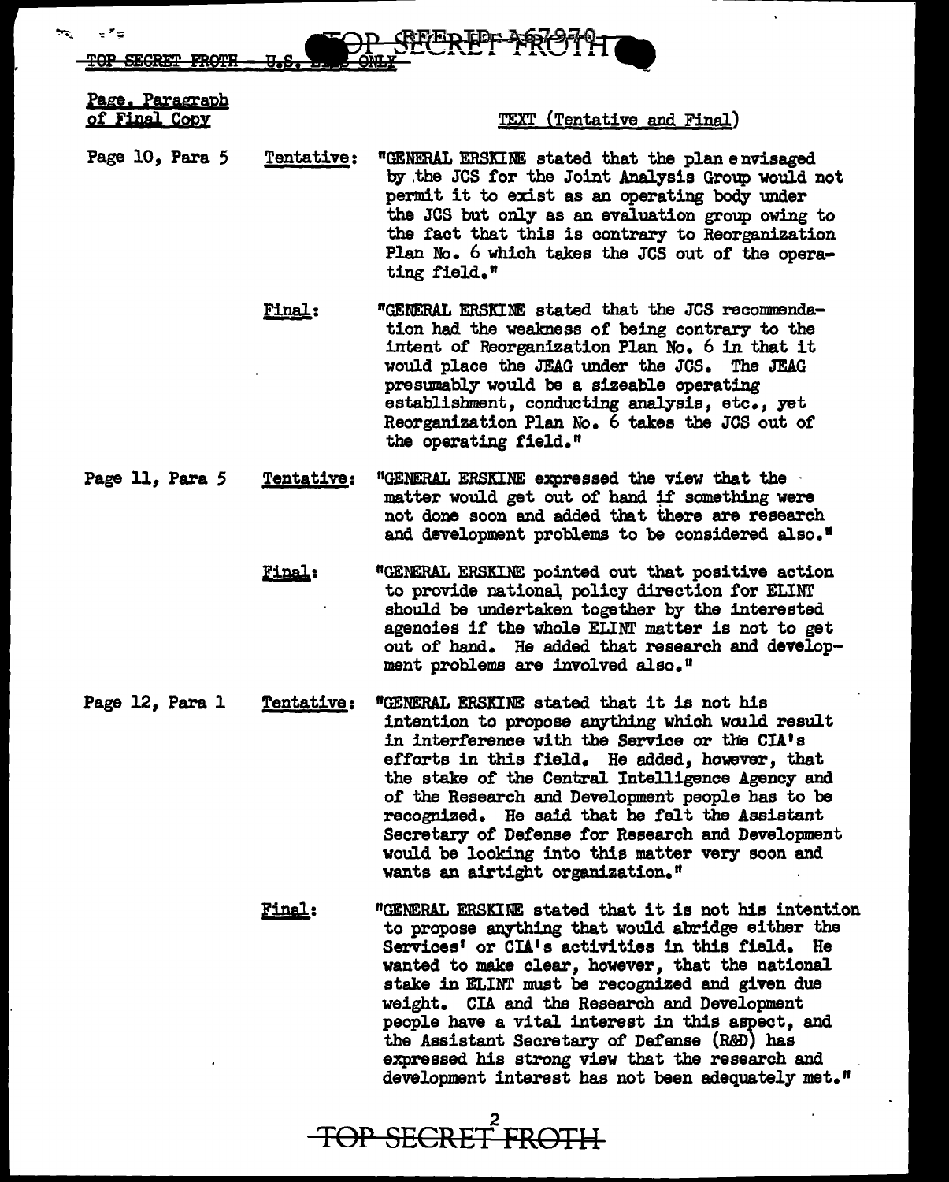TOP SECRET FROTH - U.S. ... ONLY

REF ID: A67970

| Page, Paragraph of Final Copy | | TEXT (Tentative and Final) |
|---|---|---|
| Page 10, Para 5 | Tentative: | "GENERAL ERSKINE stated that the plan envisaged by the JCS for the Joint Analysis Group would not permit it to exist as an operating body under the JCS but only as an evaluation group owing to the fact that this is contrary to Reorganization Plan No. 6 which takes the JCS out of the operating field." |
| | Final: | "GENERAL ERSKINE stated that the JCS recommendation had the weakness of being contrary to the intent of Reorganization Plan No. 6 in that it would place the JEAG under the JCS. The JEAG presumably would be a sizeable operating establishment, conducting analysis, etc., yet Reorganization Plan No. 6 takes the JCS out of the operating field." |
| Page 11, Para 5 | Tentative: | "GENERAL ERSKINE expressed the view that the matter would get out of hand if something were not done soon and added that there are research and development problems to be considered also." |
| | Final: | "GENERAL ERSKINE pointed out that positive action to provide national policy direction for ELINT should be undertaken together by the interested agencies if the whole ELINT matter is not to get out of hand. He added that research and development problems are involved also." |
| Page 12, Para 1 | Tentative: | "GENERAL ERSKINE stated that it is not his intention to propose anything which would result in interference with the Service or the CIA's efforts in this field. He added, however, that the stake of the Central Intelligence Agency and of the Research and Development people has to be recognized. He said that he felt the Assistant Secretary of Defense for Research and Development would be looking into this matter very soon and wants an airtight organization." |
| | Final: | "GENERAL ERSKINE stated that it is not his intention to propose anything that would abridge either the Services' or CIA's activities in this field. He wanted to make clear, however, that the national stake in ELINT must be recognized and given due weight. CIA and the Research and Development people have a vital interest in this aspect, and the Assistant Secretary of Defense (R&D) has expressed his strong view that the research and development interest has not been adequately met." |

TOP SECRET FROTH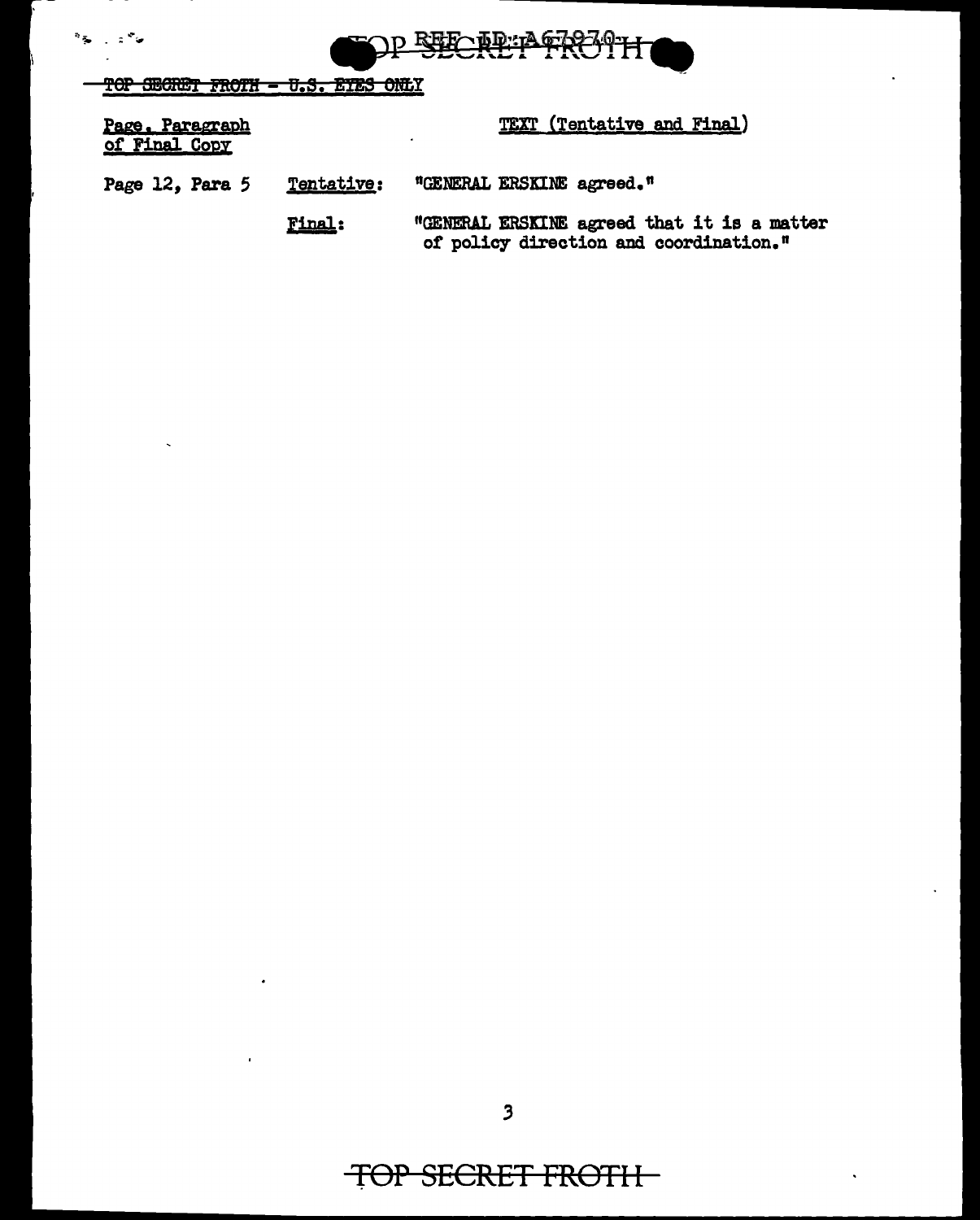TOP SECRET FROTH - U.S. EYES ONLY

| Page, Paragraph of Final Copy | | TEXT (Tentative and Final) |
|---|---|---|
| Page 12, Para 5 | Tentative: | "GENERAL ERSKINE agreed." |
| | Final: | "GENERAL ERSKINE agreed that it is a matter of policy direction and coordination." |

TOP SECRET FROTH